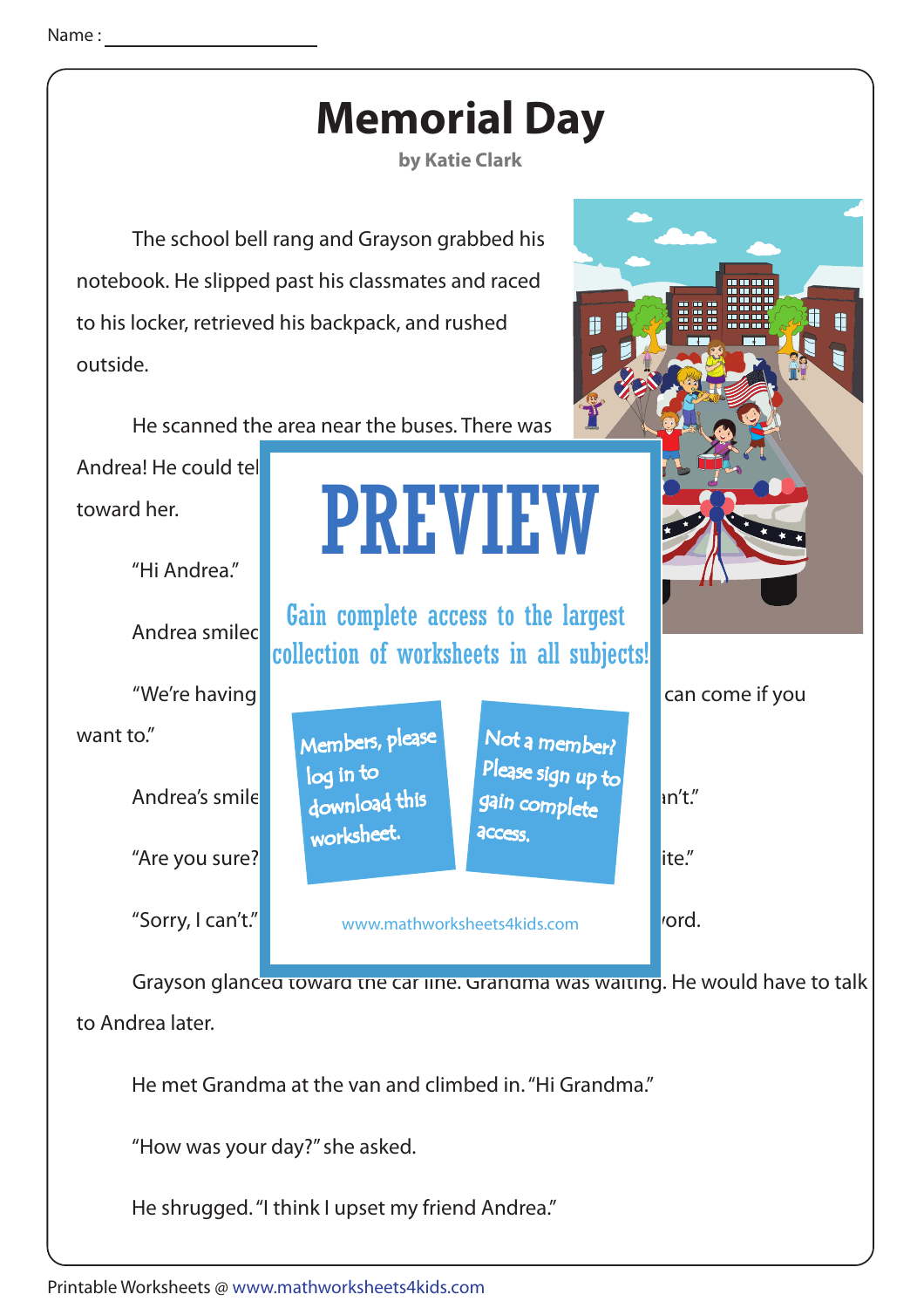Name :

# Memorial Day

**by Katie Clark**

The school bell rang and Grayson grabbed his notebook. He slipped past his classmates and raced to his locker, retrieved his backpack, and rushed outside.

He scanned the area near the buses. There was Andrea! He could tel toward her.

"Hi Andrea."

Andrea smilec

"We're having can come if you want to."

Andrea's smile n't."

"Are you sure? ite."

"Sorry, I can't." ord.

PREVIEW

Gain complete access to the largest collection of worksheets in all subjects!

Members, please log in to download this worksheet.

Not a member? Please sign up to gain complete access.

www.mathworksheets4kids.com

Grayson glanced toward the car line. Grandma was waiting. He would have to talk to Andrea later.

He met Grandma at the van and climbed in. "Hi Grandma."

"How was your day?" she asked.

He shrugged. "I think I upset my friend Andrea."

Printable Worksheets @ www.mathworksheets4kids.com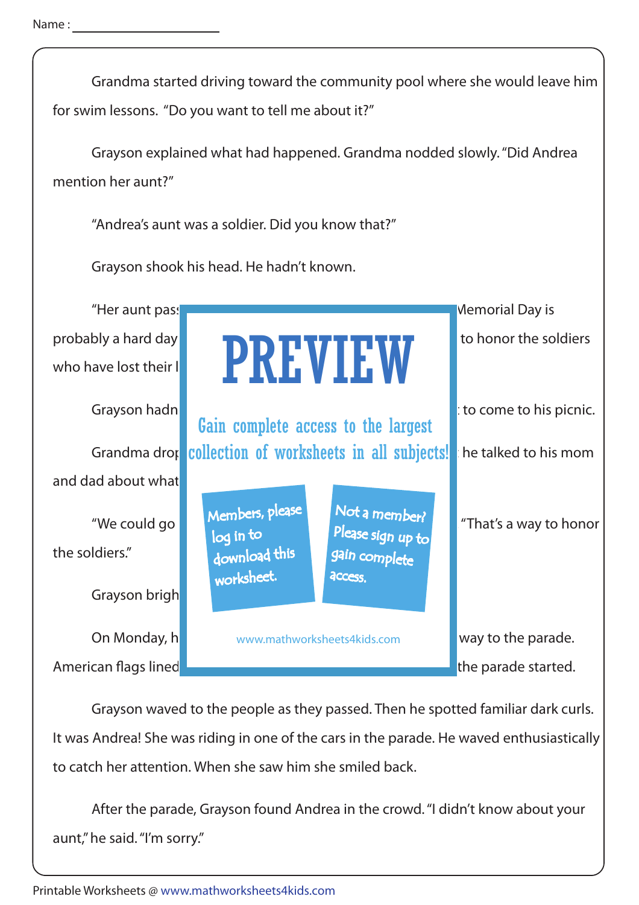Name : ______________________

Grandma started driving toward the community pool where she would leave him for swim lessons. "Do you want to tell me about it?"

Grayson explained what had happened. Grandma nodded slowly. "Did Andrea mention her aunt?"

"Andrea's aunt was a soldier. Did you know that?"

Grayson shook his head. He hadn't known.

"Her aunt pas Memorial Day is probably a hard day to honor the soldiers who have lost their l

Grayson hadn to come to his picnic.

Grandma drop he talked to his mom and dad about what

"We could go "That's a way to honor the soldiers."

Grayson brigh

On Monday, h way to the parade. American flags lined the parade started.

Grayson waved to the people as they passed. Then he spotted familiar dark curls. It was Andrea! She was riding in one of the cars in the parade. He waved enthusiastically to catch her attention. When she saw him she smiled back.

After the parade, Grayson found Andrea in the crowd. "I didn't know about your aunt," he said. "I'm sorry."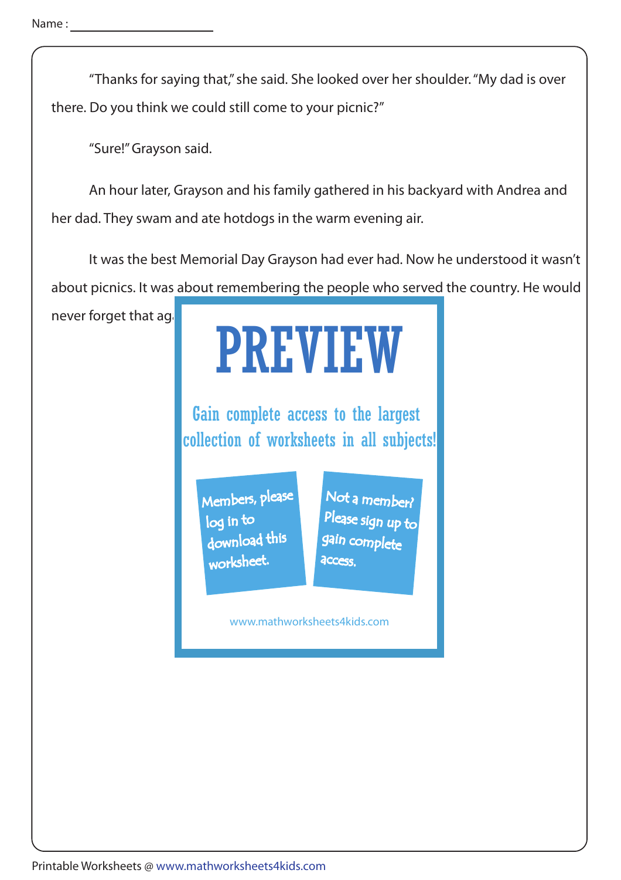Name : ______________________

"Thanks for saying that," she said. She looked over her shoulder. "My dad is over there. Do you think we could still come to your picnic?"

"Sure!" Grayson said.

An hour later, Grayson and his family gathered in his backyard with Andrea and her dad. They swam and ate hotdogs in the warm evening air.

It was the best Memorial Day Grayson had ever had. Now he understood it wasn't about picnics. It was about remembering the people who served the country. He would never forget that ag

PREVIEW

Gain complete access to the largest collection of worksheets in all subjects!

Members, please log in to download this worksheet.

Not a member? Please sign up to gain complete access.

www.mathworksheets4kids.com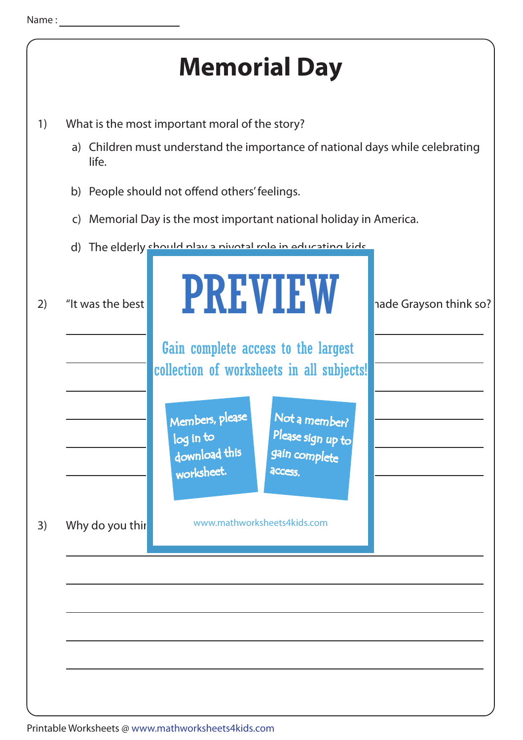Name : ______________________

# Memorial Day

1) What is the most important moral of the story?

   a) Children must understand the importance of national days while celebrating life.

   b) People should not offend others' feelings.

   c) Memorial Day is the most important national holiday in America.

   d) The elderly should play a pivotal role in educating kids.

2) "It was the best ... made Grayson think so?

______________________________________________

______________________________________________

______________________________________________

______________________________________________

______________________________________________

______________________________________________

3) Why do you thi...

______________________________________________

______________________________________________

______________________________________________

______________________________________________

______________________________________________

PREVIEW

Gain complete access to the largest collection of worksheets in all subjects!

Members, please log in to download this worksheet.

Not a member? Please sign up to gain complete access.

www.mathworksheets4kids.com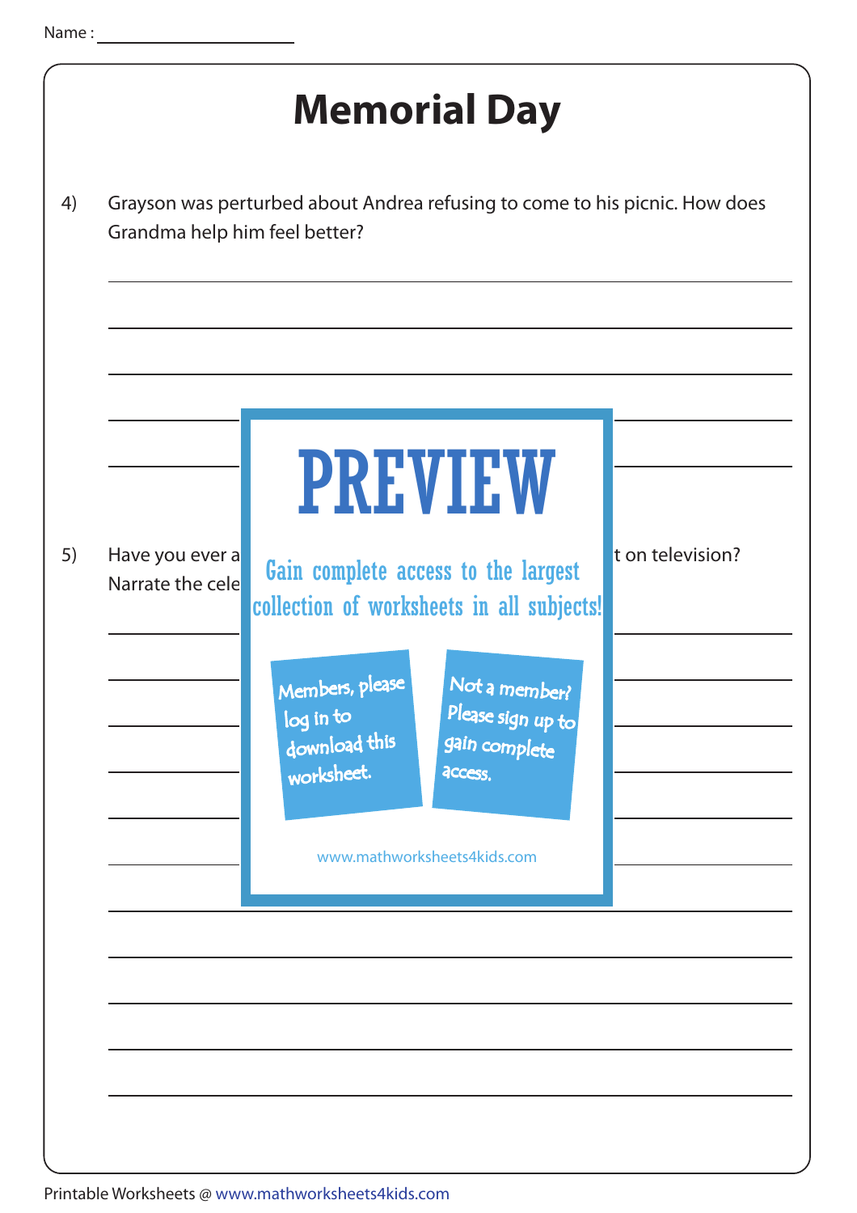Name : ____________________

# Memorial Day

4) Grayson was perturbed about Andrea refusing to come to his picnic. How does Grandma help him feel better?

________________________________________________________________

________________________________________________________________

________________________________________________________________

________________________________________________________________

________________________________________________________________

5) Have you ever a ... t on television? Narrate the cele...

________________________________________________________________

________________________________________________________________

________________________________________________________________

________________________________________________________________

________________________________________________________________

________________________________________________________________

________________________________________________________________

________________________________________________________________

________________________________________________________________

________________________________________________________________

________________________________________________________________

PREVIEW

Gain complete access to the largest collection of worksheets in all subjects!

Members, please log in to download this worksheet.

Not a member? Please sign up to gain complete access.

www.mathworksheets4kids.com

Printable Worksheets @ www.mathworksheets4kids.com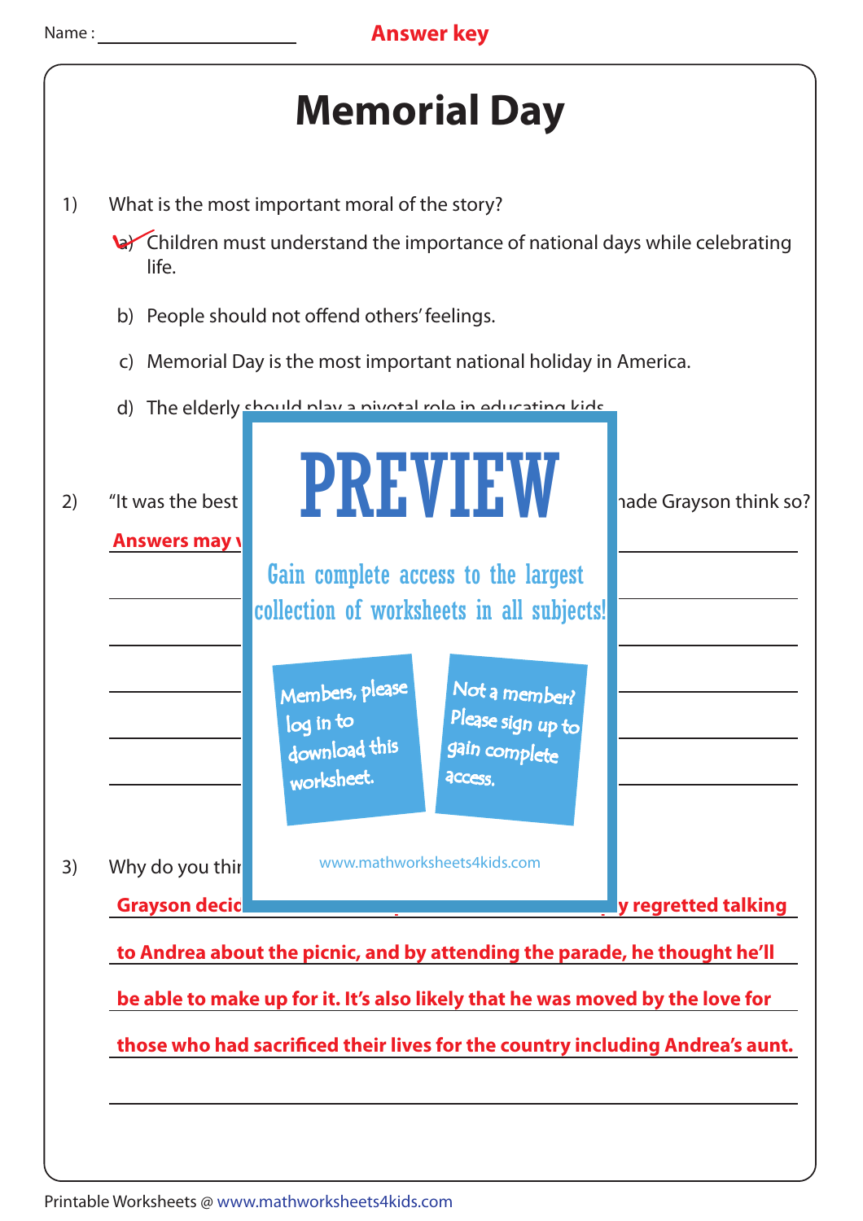Name : ____________________ **Answer key**

# Memorial Day

1) What is the most important moral of the story?

   a) ✓ Children must understand the importance of national days while celebrating life.

   b) People should not offend others' feelings.

   c) Memorial Day is the most important national holiday in America.

   d) The elderly should play a pivotal role in educating kids.

2) "It was the best ... made Grayson think so?

   **Answers may v...**

PREVIEW

Gain complete access to the largest collection of worksheets in all subjects!

Members, please log in to download this worksheet.

Not a member? Please sign up to gain complete access.

www.mathworksheets4kids.com

3) Why do you thi...

   **Grayson deci... y regretted talking to Andrea about the picnic, and by attending the parade, he thought he'll be able to make up for it. It's also likely that he was moved by the love for those who had sacrificed their lives for the country including Andrea's aunt.**

Printable Worksheets @ www.mathworksheets4kids.com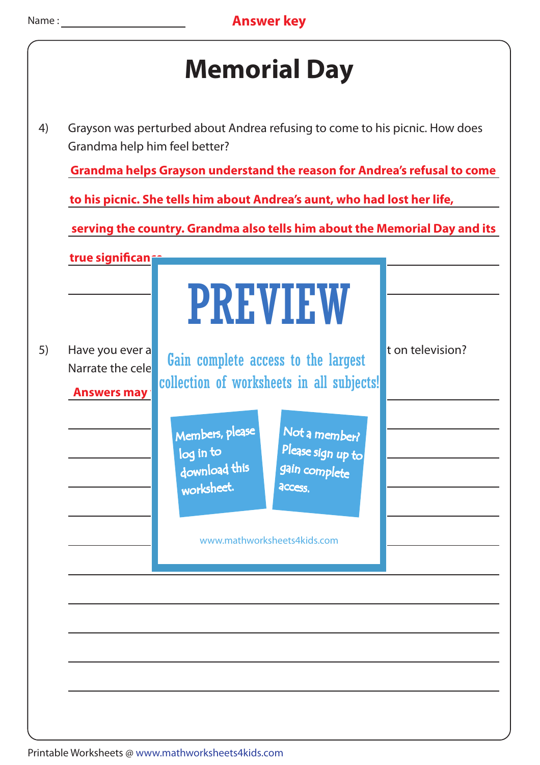Name : ____________________ **Answer key**

# Memorial Day

4) Grayson was perturbed about Andrea refusing to come to his picnic. How does Grandma help him feel better?

**Grandma helps Grayson understand the reason for Andrea's refusal to come to his picnic. She tells him about Andrea's aunt, who had lost her life, serving the country. Grandma also tells him about the Memorial Day and its true significan**

PREVIEW

Gain complete access to the largest collection of worksheets in all subjects!

Members, please log in to download this worksheet.

Not a member? Please sign up to gain complete access.

www.mathworksheets4kids.com

5) Have you ever a t on television? Narrate the cele

**Answers may**